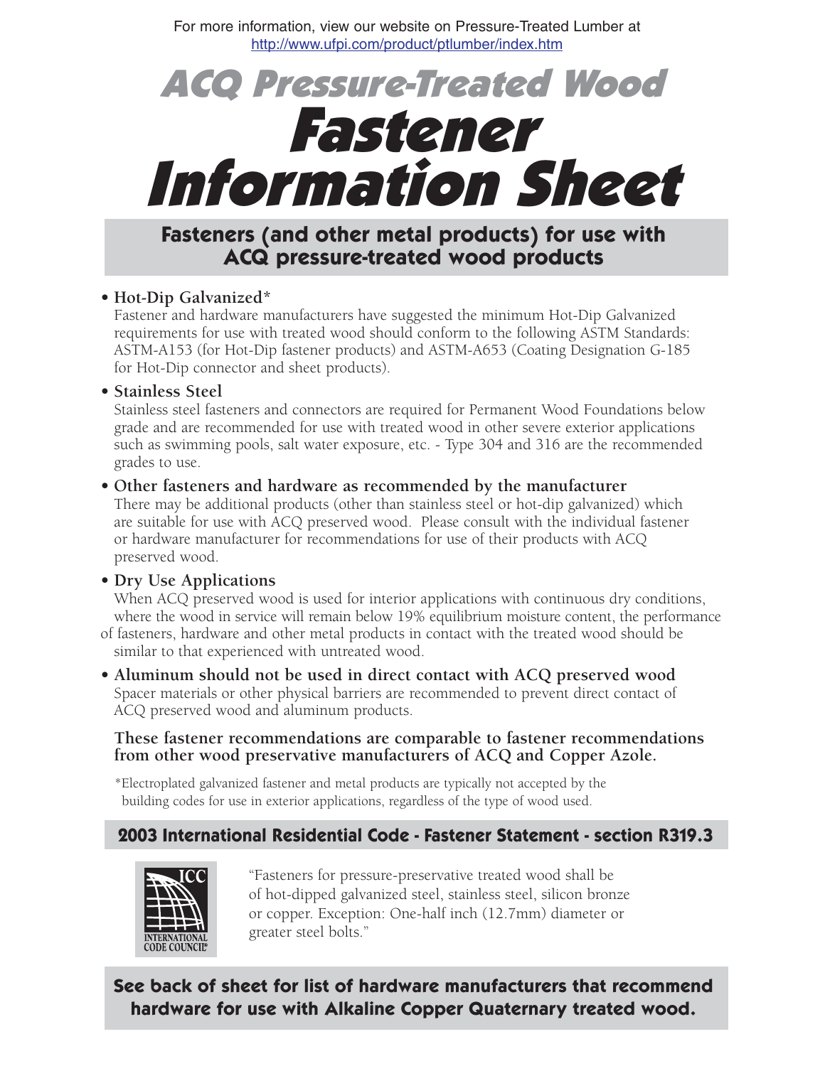For more information, view our website on Pressure-Treated Lumber at http://www.ufpi.com/product/ptlumber/index.htm

# ACQ Pressure-Treated Wood
# Fastener Information Sheet

## Fasteners (and other metal products) for use with ACQ pressure-treated wood products

- **Hot-Dip Galvanized***
  Fastener and hardware manufacturers have suggested the minimum Hot-Dip Galvanized requirements for use with treated wood should conform to the following ASTM Standards: ASTM-A153 (for Hot-Dip fastener products) and ASTM-A653 (Coating Designation G-185 for Hot-Dip connector and sheet products).

- **Stainless Steel**
  Stainless steel fasteners and connectors are required for Permanent Wood Foundations below grade and are recommended for use with treated wood in other severe exterior applications such as swimming pools, salt water exposure, etc. - Type 304 and 316 are the recommended grades to use.

- **Other fasteners and hardware as recommended by the manufacturer**
  There may be additional products (other than stainless steel or hot-dip galvanized) which are suitable for use with ACQ preserved wood. Please consult with the individual fastener or hardware manufacturer for recommendations for use of their products with ACQ preserved wood.

- **Dry Use Applications**
  When ACQ preserved wood is used for interior applications with continuous dry conditions, where the wood in service will remain below 19% equilibrium moisture content, the performance of fasteners, hardware and other metal products in contact with the treated wood should be similar to that experienced with untreated wood.

- **Aluminum should not be used in direct contact with ACQ preserved wood**
  Spacer materials or other physical barriers are recommended to prevent direct contact of ACQ preserved wood and aluminum products.

**These fastener recommendations are comparable to fastener recommendations from other wood preservative manufacturers of ACQ and Copper Azole.**

*Electroplated galvanized fastener and metal products are typically not accepted by the building codes for use in exterior applications, regardless of the type of wood used.

## 2003 International Residential Code - Fastener Statement - section R319.3

ICC
INTERNATIONAL CODE COUNCIL®

"Fasteners for pressure-preservative treated wood shall be of hot-dipped galvanized steel, stainless steel, silicon bronze or copper. Exception: One-half inch (12.7mm) diameter or greater steel bolts."

**See back of sheet for list of hardware manufacturers that recommend hardware for use with Alkaline Copper Quaternary treated wood.**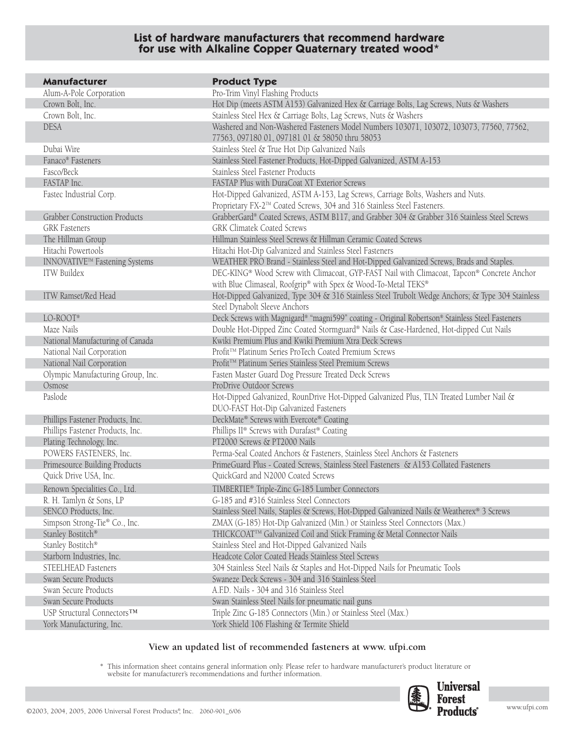## List of hardware manufacturers that recommend hardware for use with Alkaline Copper Quaternary treated wood*

| Manufacturer | Product Type |
|---|---|
| Alum-A-Pole Corporation | Pro-Trim Vinyl Flashing Products |
| Crown Bolt, Inc. | Hot Dip (meets ASTM A153) Galvanized Hex & Carriage Bolts, Lag Screws, Nuts & Washers |
| Crown Bolt, Inc. | Stainless Steel Hex & Carriage Bolts, Lag Screws, Nuts & Washers |
| DESA | Washered and Non-Washered Fasteners Model Numbers 103071, 103072, 103073, 77560, 77562, 77563, 097180 01, 097181 01 & 58050 thru 58053 |
| Dubai Wire | Stainless Steel & True Hot Dip Galvanized Nails |
| Fanaco® Fasteners | Stainless Steel Fastener Products, Hot-Dipped Galvanized, ASTM A-153 |
| Fasco/Beck | Stainless Steel Fastener Products |
| FASTAP Inc. | FASTAP Plus with DuraCoat XT Exterior Screws |
| Fastec Industrial Corp. | Hot-Dipped Galvanized, ASTM A-153, Lag Screws, Carriage Bolts, Washers and Nuts. Proprietary FX-2™ Coated Screws, 304 and 316 Stainless Steel Fasteners. |
| Grabber Construction Products | GrabberGard® Coated Screws, ASTM B117, and Grabber 304 & Grabber 316 Stainless Steel Screws |
| GRK Fasteners | GRK Climatek Coated Screws |
| The Hillman Group | Hillman Stainless Steel Screws & Hillman Ceramic Coated Screws |
| Hitachi Powertools | Hitachi Hot-Dip Galvanized and Stainless Steel Fasteners |
| INNOVATIVE™ Fastening Systems | WEATHER PRO Brand - Stainless Steel and Hot-Dipped Galvanized Screws, Brads and Staples. |
| ITW Buildex | DEC-KING® Wood Screw with Climacoat, GYP-FAST Nail with Climacoat, Tapcon® Concrete Anchor with Blue Climaseal, Roofgrip® with Spex & Wood-To-Metal TEKS® |
| ITW Ramset/Red Head | Hot-Dipped Galvanized, Type 304 & 316 Stainless Steel Trubolt Wedge Anchors; & Type 304 Stainless Steel Dynabolt Sleeve Anchors |
| LO-ROOT® | Deck Screws with Magnigard® "magni599" coating - Original Robertson® Stainless Steel Fasteners |
| Maze Nails | Double Hot-Dipped Zinc Coated Stormguard® Nails & Case-Hardened, Hot-dipped Cut Nails |
| National Manufacturing of Canada | Kwiki Premium Plus and Kwiki Premium Xtra Deck Screws |
| National Nail Corporation | Profit™ Platinum Series ProTech Coated Premium Screws |
| National Nail Corporation | Profit™ Platinum Series Stainless Steel Premium Screws |
| Olympic Manufacturing Group, Inc. | Fasten Master Guard Dog Pressure Treated Deck Screws |
| Osmose | ProDrive Outdoor Screws |
| Paslode | Hot-Dipped Galvanized, RounDrive Hot-Dipped Galvanized Plus, TLN Treated Lumber Nail & DUO-FAST Hot-Dip Galvanized Fasteners |
| Phillips Fastener Products, Inc. | DeckMate® Screws with Evercote® Coating |
| Phillips Fastener Products, Inc. | Phillips II® Screws with Durafast® Coating |
| Plating Technology, Inc. | PT2000 Screws & PT2000 Nails |
| POWERS FASTENERS, Inc. | Perma-Seal Coated Anchors & Fasteners, Stainless Steel Anchors & Fasteners |
| Primesource Building Products | PrimeGuard Plus - Coated Screws, Stainless Steel Fasteners & A153 Collated Fasteners |
| Quick Drive USA, Inc. | QuickGard and N2000 Coated Screws |
| Renown Specialities Co., Ltd. | TIMBERTIE® Triple-Zinc G-185 Lumber Connectors |
| R. H. Tamlyn & Sons, LP | G-185 and #316 Stainless Steel Connectors |
| SENCO Products, Inc. | Stainless Steel Nails, Staples & Screws, Hot-Dipped Galvanized Nails & Weatherex® 3 Screws |
| Simpson Strong-Tie® Co., Inc. | ZMAX (G-185) Hot-Dip Galvanized (Min.) or Stainless Steel Connectors (Max.) |
| Stanley Bostitch® | THICKCOAT™ Galvanized Coil and Stick Framing & Metal Connector Nails |
| Stanley Bostitch® | Stainless Steel and Hot-Dipped Galvanized Nails |
| Starborn Industries, Inc. | Headcote Color Coated Heads Stainless Steel Screws |
| STEELHEAD Fasteners | 304 Stainless Steel Nails & Staples and Hot-Dipped Nails for Pneumatic Tools |
| Swan Secure Products | Swaneze Deck Screws - 304 and 316 Stainless Steel |
| Swan Secure Products | A.F.D. Nails - 304 and 316 Stainless Steel |
| Swan Secure Products | Swan Stainless Steel Nails for pneumatic nail guns |
| USP Structural Connectors™ | Triple Zinc G-185 Connectors (Min.) or Stainless Steel (Max.) |
| York Manufacturing, Inc. | York Shield 106 Flashing & Termite Shield |

**View an updated list of recommended fasteners at www. ufpi.com**

* This information sheet contains general information only. Please refer to hardware manufacturer's product literature or website for manufacturer's recommendations and further information.

Universal Forest Products®

©2003, 2004, 2005, 2006 Universal Forest Products®, Inc. 2060-901_6/06

www.ufpi.com